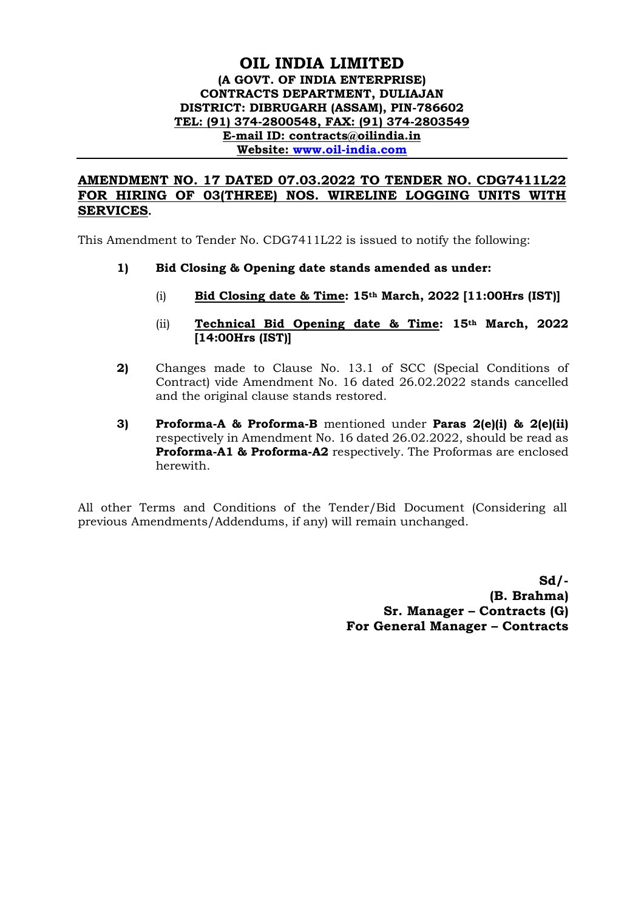# OIL INDIA LIMITED

**(A GOVT. OF INDIA ENTERPRISE)**
**CONTRACTS DEPARTMENT, DULIAJAN**
**DISTRICT: DIBRUGARH (ASSAM), PIN-786602**
**TEL: (91) 374-2800548, FAX: (91) 374-2803549**
**E-mail ID: contracts@oilindia.in**
**Website: www.oil-india.com**

---

**AMENDMENT NO. 17 DATED 07.03.2022 TO TENDER NO. CDG7411L22 FOR HIRING OF 03(THREE) NOS. WIRELINE LOGGING UNITS WITH SERVICES.**

This Amendment to Tender No. CDG7411L22 is issued to notify the following:

1) **Bid Closing & Opening date stands amended as under:**

   (i) **Bid Closing date & Time: 15th March, 2022 [11:00Hrs (IST)]**

   (ii) **Technical Bid Opening date & Time: 15th March, 2022 [14:00Hrs (IST)]**

2) Changes made to Clause No. 13.1 of SCC (Special Conditions of Contract) vide Amendment No. 16 dated 26.02.2022 stands cancelled and the original clause stands restored.

3) **Proforma-A & Proforma-B** mentioned under **Paras 2(e)(i) & 2(e)(ii)** respectively in Amendment No. 16 dated 26.02.2022, should be read as **Proforma-A1 & Proforma-A2** respectively. The Proformas are enclosed herewith.

All other Terms and Conditions of the Tender/Bid Document (Considering all previous Amendments/Addendums, if any) will remain unchanged.

**Sd/-**
**(B. Brahma)**
**Sr. Manager – Contracts (G)**
**For General Manager – Contracts**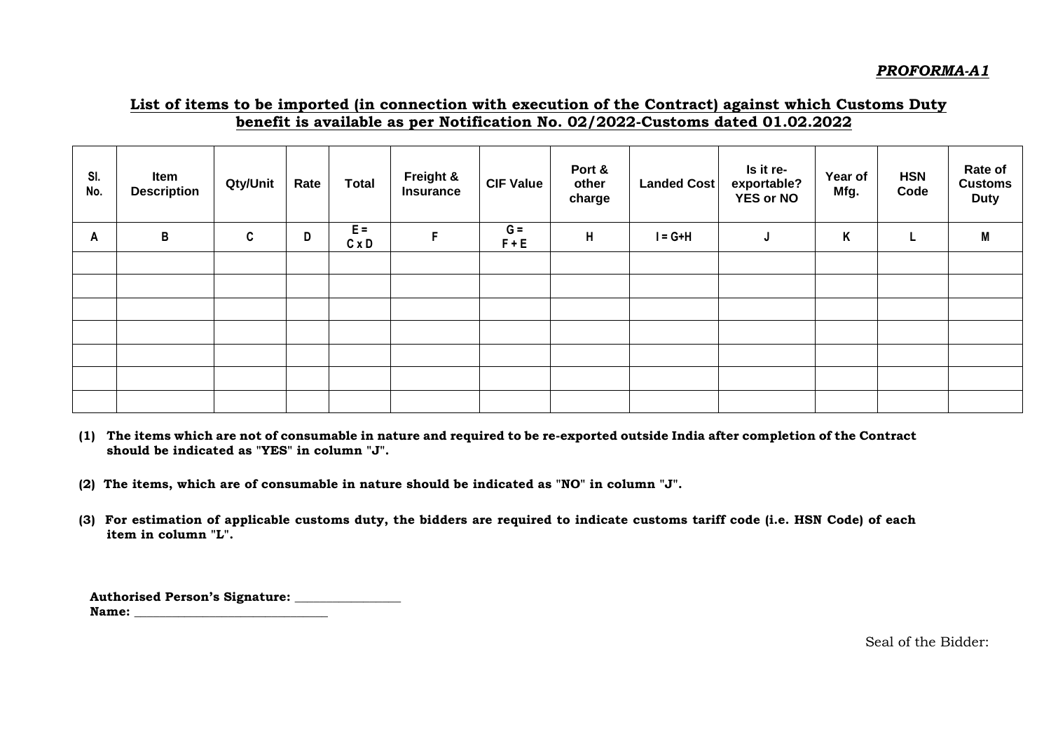***PROFORMA-A1***

## List of items to be imported (in connection with execution of the Contract) against which Customs Duty benefit is available as per Notification No. 02/2022-Customs dated 01.02.2022

| Sl. No. | Item Description | Qty/Unit | Rate | Total | Freight & Insurance | CIF Value | Port & other charge | Landed Cost | Is it re-exportable? YES or NO | Year of Mfg. | HSN Code | Rate of Customs Duty |
|---|---|---|---|---|---|---|---|---|---|---|---|---|
| A | B | C | D | E = C x D | F | G = F + E | H | I = G+H | J | K | L | M |
| | | | | | | | | | | | | |
| | | | | | | | | | | | | |
| | | | | | | | | | | | | |
| | | | | | | | | | | | | |
| | | | | | | | | | | | | |
| | | | | | | | | | | | | |
| | | | | | | | | | | | | |

**(1) The items which are not of consumable in nature and required to be re-exported outside India after completion of the Contract should be indicated as "YES" in column "J".**

**(2) The items, which are of consumable in nature should be indicated as "NO" in column "J".**

**(3) For estimation of applicable customs duty, the bidders are required to indicate customs tariff code (i.e. HSN Code) of each item in column "L".**

**Authorised Person's Signature: ________________**
**Name: ______________________________**

Seal of the Bidder: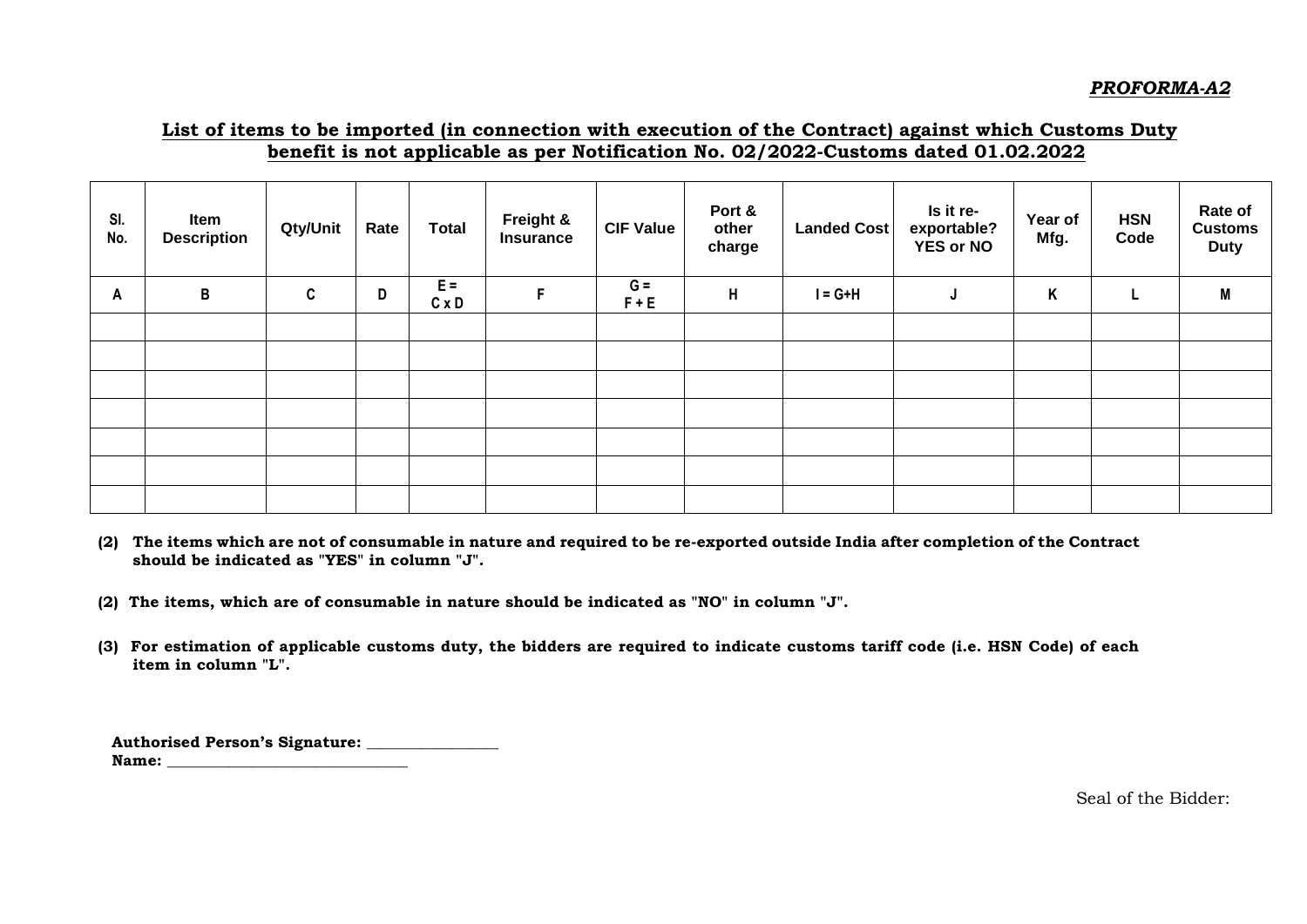***PROFORMA-A2***

**List of items to be imported (in connection with execution of the Contract) against which Customs Duty benefit is not applicable as per Notification No. 02/2022-Customs dated 01.02.2022**

| Sl. No. | Item Description | Qty/Unit | Rate | Total | Freight & Insurance | CIF Value | Port & other charge | Landed Cost | Is it re-exportable? YES or NO | Year of Mfg. | HSN Code | Rate of Customs Duty |
|---|---|---|---|---|---|---|---|---|---|---|---|---|
| A | B | C | D | E = C x D | F | G = F + E | H | I = G+H | J | K | L | M |
| | | | | | | | | | | | | |
| | | | | | | | | | | | | |
| | | | | | | | | | | | | |
| | | | | | | | | | | | | |
| | | | | | | | | | | | | |
| | | | | | | | | | | | | |
| | | | | | | | | | | | | |

**(2) The items which are not of consumable in nature and required to be re-exported outside India after completion of the Contract should be indicated as "YES" in column "J".**

**(2) The items, which are of consumable in nature should be indicated as "NO" in column "J".**

**(3) For estimation of applicable customs duty, the bidders are required to indicate customs tariff code (i.e. HSN Code) of each item in column "L".**

**Authorised Person's Signature: ________________**
**Name: ______________________________**

Seal of the Bidder: